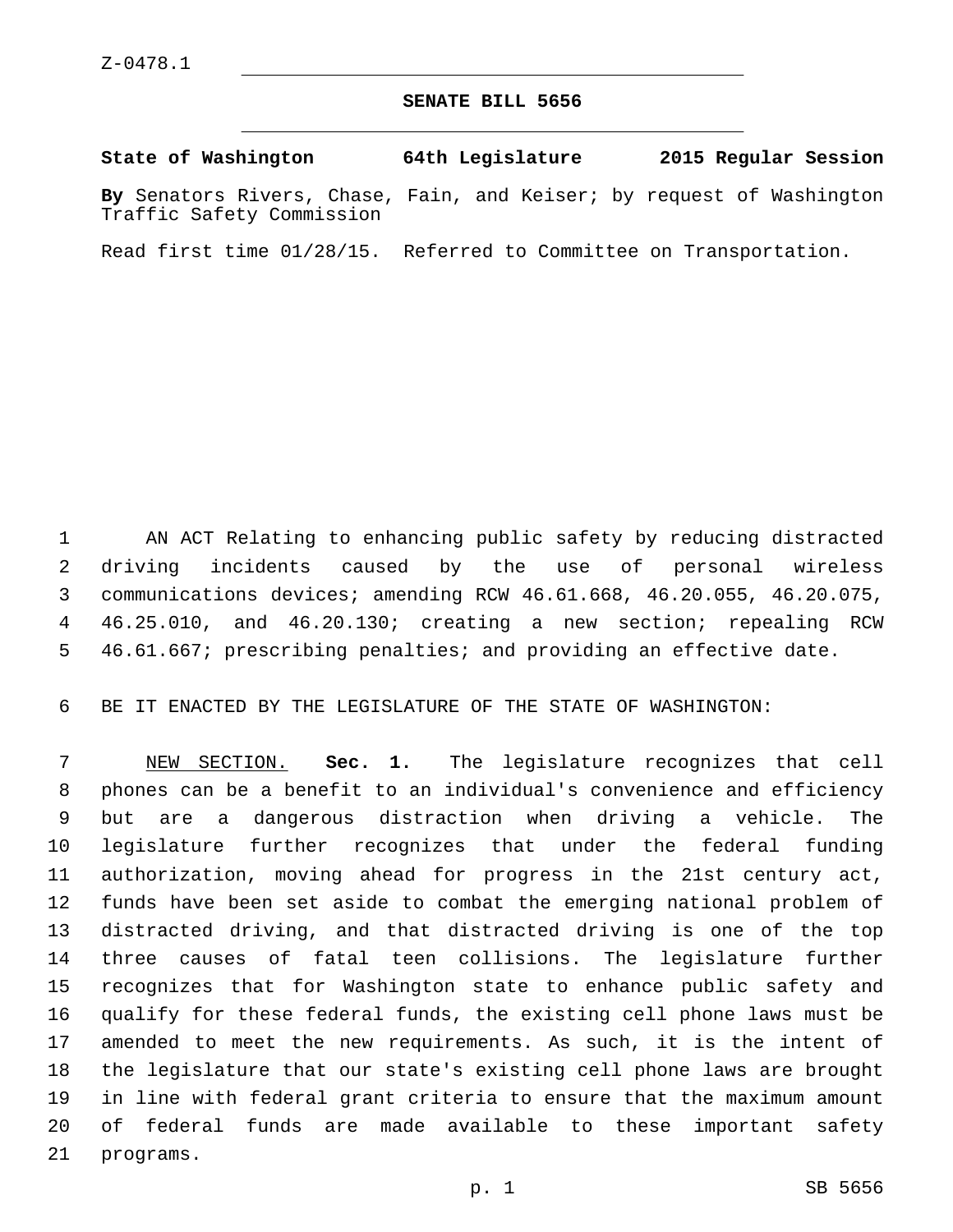Z-0478.1

# SENATE BILL 5656

**State of Washington 64th Legislature 2015 Regular Session**

**By** Senators Rivers, Chase, Fain, and Keiser; by request of Washington Traffic Safety Commission

Read first time 01/28/15. Referred to Committee on Transportation.

AN ACT Relating to enhancing public safety by reducing distracted driving incidents caused by the use of personal wireless communications devices; amending RCW 46.61.668, 46.20.055, 46.20.075, 46.25.010, and 46.20.130; creating a new section; repealing RCW 46.61.667; prescribing penalties; and providing an effective date.

BE IT ENACTED BY THE LEGISLATURE OF THE STATE OF WASHINGTON:

NEW SECTION. **Sec. 1.** The legislature recognizes that cell phones can be a benefit to an individual's convenience and efficiency but are a dangerous distraction when driving a vehicle. The legislature further recognizes that under the federal funding authorization, moving ahead for progress in the 21st century act, funds have been set aside to combat the emerging national problem of distracted driving, and that distracted driving is one of the top three causes of fatal teen collisions. The legislature further recognizes that for Washington state to enhance public safety and qualify for these federal funds, the existing cell phone laws must be amended to meet the new requirements. As such, it is the intent of the legislature that our state's existing cell phone laws are brought in line with federal grant criteria to ensure that the maximum amount of federal funds are made available to these important safety programs.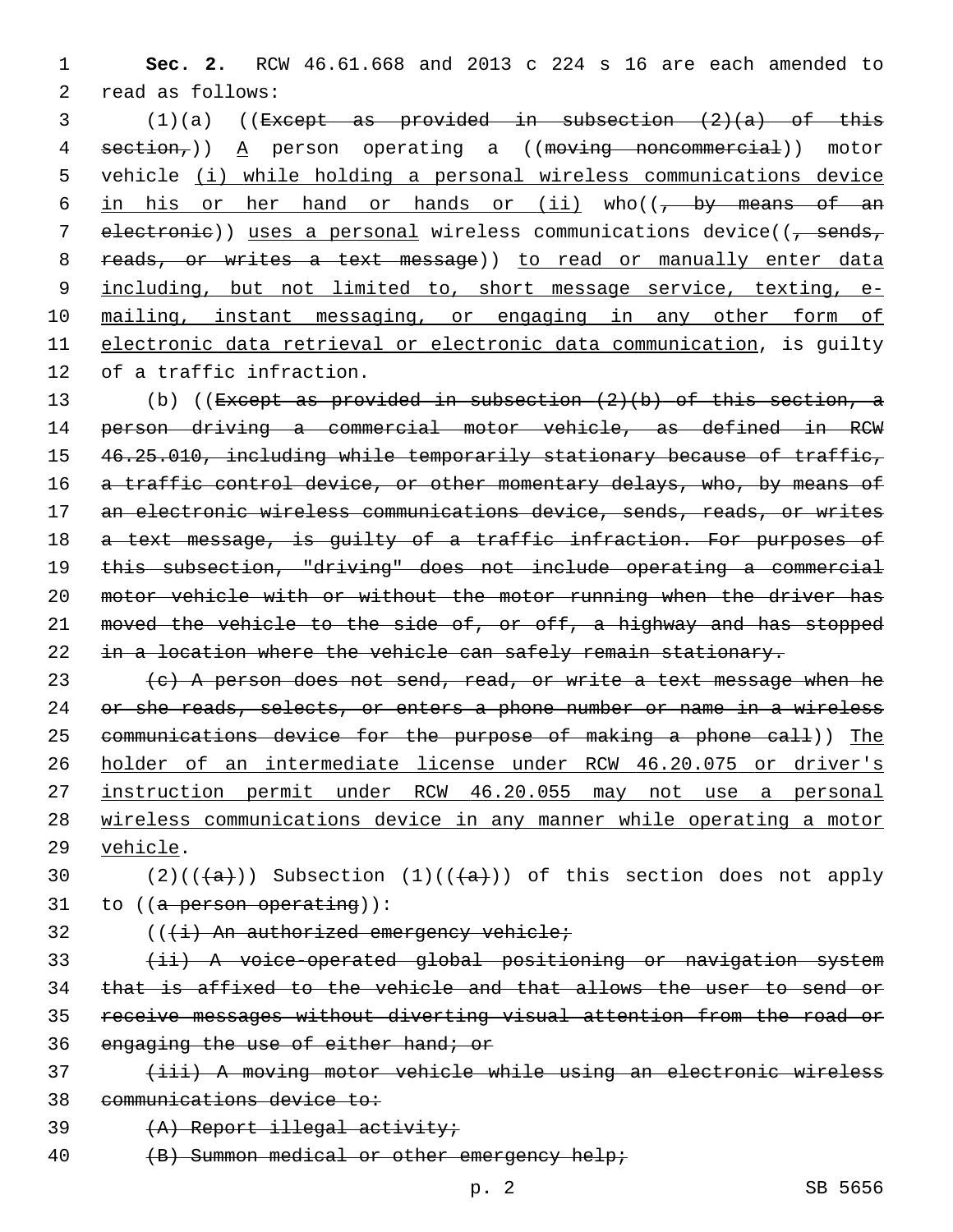**Sec. 2.** RCW 46.61.668 and 2013 c 224 s 16 are each amended to read as follows:

(1)(a) ((~~Except as provided in subsection (2)(a) of this section,~~)) A person operating a ((~~moving noncommercial~~)) motor vehicle (i) while holding a personal wireless communications device in his or her hand or hands or (ii) who((~~, by means of an electronic~~)) uses a personal wireless communications device((~~, sends, reads, or writes a text message~~)) to read or manually enter data including, but not limited to, short message service, texting, e-mailing, instant messaging, or engaging in any other form of electronic data retrieval or electronic data communication, is guilty of a traffic infraction.

(b) ((~~Except as provided in subsection (2)(b) of this section, a person driving a commercial motor vehicle, as defined in RCW 46.25.010, including while temporarily stationary because of traffic, a traffic control device, or other momentary delays, who, by means of an electronic wireless communications device, sends, reads, or writes a text message, is guilty of a traffic infraction. For purposes of this subsection, "driving" does not include operating a commercial motor vehicle with or without the motor running when the driver has moved the vehicle to the side of, or off, a highway and has stopped in a location where the vehicle can safely remain stationary.~~

~~(c) A person does not send, read, or write a text message when he or she reads, selects, or enters a phone number or name in a wireless communications device for the purpose of making a phone call~~)) The holder of an intermediate license under RCW 46.20.075 or driver's instruction permit under RCW 46.20.055 may not use a personal wireless communications device in any manner while operating a motor vehicle.

(2)((~~(a)~~)) Subsection (1)((~~(a)~~)) of this section does not apply to ((~~a person operating~~)):

((~~(i) An authorized emergency vehicle;~~

~~(ii) A voice-operated global positioning or navigation system that is affixed to the vehicle and that allows the user to send or receive messages without diverting visual attention from the road or engaging the use of either hand; or~~

~~(iii) A moving motor vehicle while using an electronic wireless communications device to:~~

~~(A) Report illegal activity;~~

~~(B) Summon medical or other emergency help;~~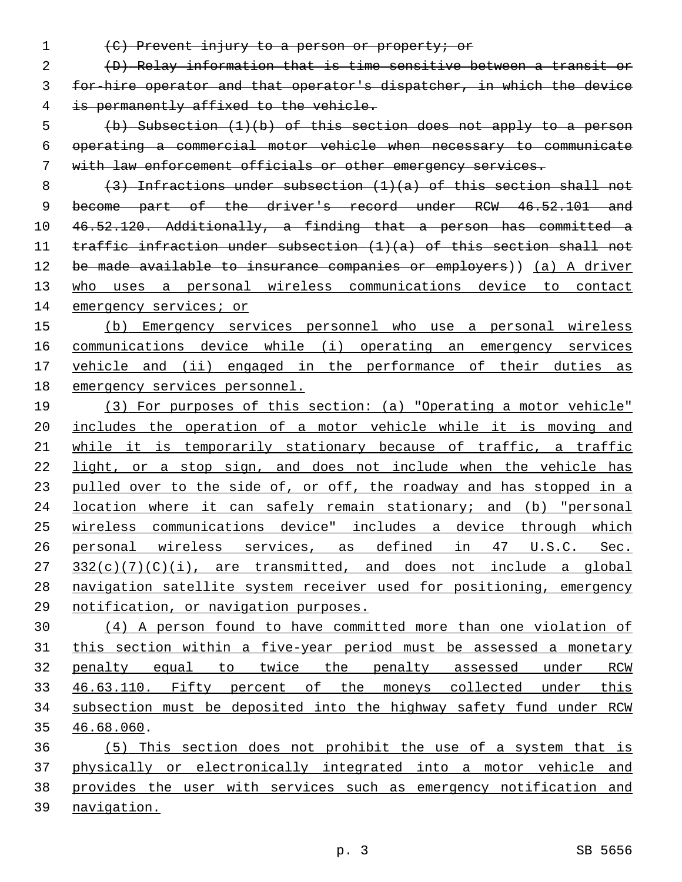~~(C) Prevent injury to a person or property; or~~

~~(D) Relay information that is time sensitive between a transit or for-hire operator and that operator's dispatcher, in which the device is permanently affixed to the vehicle.~~

~~(b) Subsection (1)(b) of this section does not apply to a person operating a commercial motor vehicle when necessary to communicate with law enforcement officials or other emergency services.~~

~~(3) Infractions under subsection (1)(a) of this section shall not become part of the driver's record under RCW 46.52.101 and 46.52.120. Additionally, a finding that a person has committed a traffic infraction under subsection (1)(a) of this section shall not be made available to insurance companies or employers~~)) <u>(a) A driver who uses a personal wireless communications device to contact emergency services; or</u>

<u>(b) Emergency services personnel who use a personal wireless communications device while (i) operating an emergency services vehicle and (ii) engaged in the performance of their duties as emergency services personnel.</u>

<u>(3) For purposes of this section: (a) "Operating a motor vehicle" includes the operation of a motor vehicle while it is moving and while it is temporarily stationary because of traffic, a traffic light, or a stop sign, and does not include when the vehicle has pulled over to the side of, or off, the roadway and has stopped in a location where it can safely remain stationary; and (b) "personal wireless communications device" includes a device through which personal wireless services, as defined in 47 U.S.C. Sec. 332(c)(7)(C)(i), are transmitted, and does not include a global navigation satellite system receiver used for positioning, emergency notification, or navigation purposes.</u>

<u>(4) A person found to have committed more than one violation of this section within a five-year period must be assessed a monetary penalty equal to twice the penalty assessed under RCW 46.63.110. Fifty percent of the moneys collected under this subsection must be deposited into the highway safety fund under RCW 46.68.060</u>.

<u>(5) This section does not prohibit the use of a system that is physically or electronically integrated into a motor vehicle and provides the user with services such as emergency notification and navigation.</u>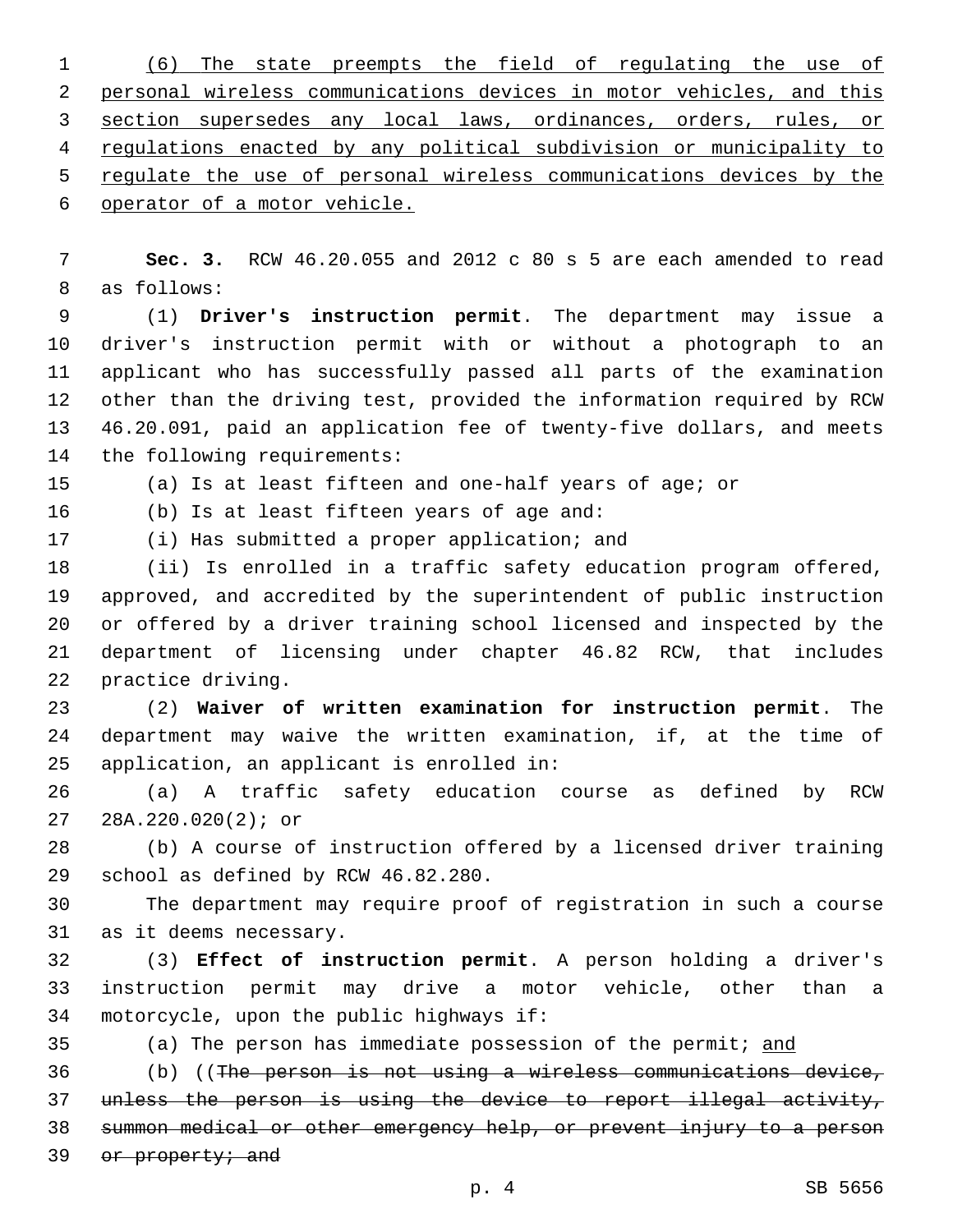<u>(6) The state preempts the field of regulating the use of personal wireless communications devices in motor vehicles, and this section supersedes any local laws, ordinances, orders, rules, or regulations enacted by any political subdivision or municipality to regulate the use of personal wireless communications devices by the operator of a motor vehicle.</u>

**Sec. 3.** RCW 46.20.055 and 2012 c 80 s 5 are each amended to read as follows:

(1) **Driver's instruction permit**. The department may issue a driver's instruction permit with or without a photograph to an applicant who has successfully passed all parts of the examination other than the driving test, provided the information required by RCW 46.20.091, paid an application fee of twenty-five dollars, and meets the following requirements:

(a) Is at least fifteen and one-half years of age; or

(b) Is at least fifteen years of age and:

(i) Has submitted a proper application; and

(ii) Is enrolled in a traffic safety education program offered, approved, and accredited by the superintendent of public instruction or offered by a driver training school licensed and inspected by the department of licensing under chapter 46.82 RCW, that includes practice driving.

(2) **Waiver of written examination for instruction permit**. The department may waive the written examination, if, at the time of application, an applicant is enrolled in:

(a) A traffic safety education course as defined by RCW 28A.220.020(2); or

(b) A course of instruction offered by a licensed driver training school as defined by RCW 46.82.280.

The department may require proof of registration in such a course as it deems necessary.

(3) **Effect of instruction permit**. A person holding a driver's instruction permit may drive a motor vehicle, other than a motorcycle, upon the public highways if:

(a) The person has immediate possession of the permit; <u>and</u>

(b) ((~~The person is not using a wireless communications device, unless the person is using the device to report illegal activity, summon medical or other emergency help, or prevent injury to a person or property; and~~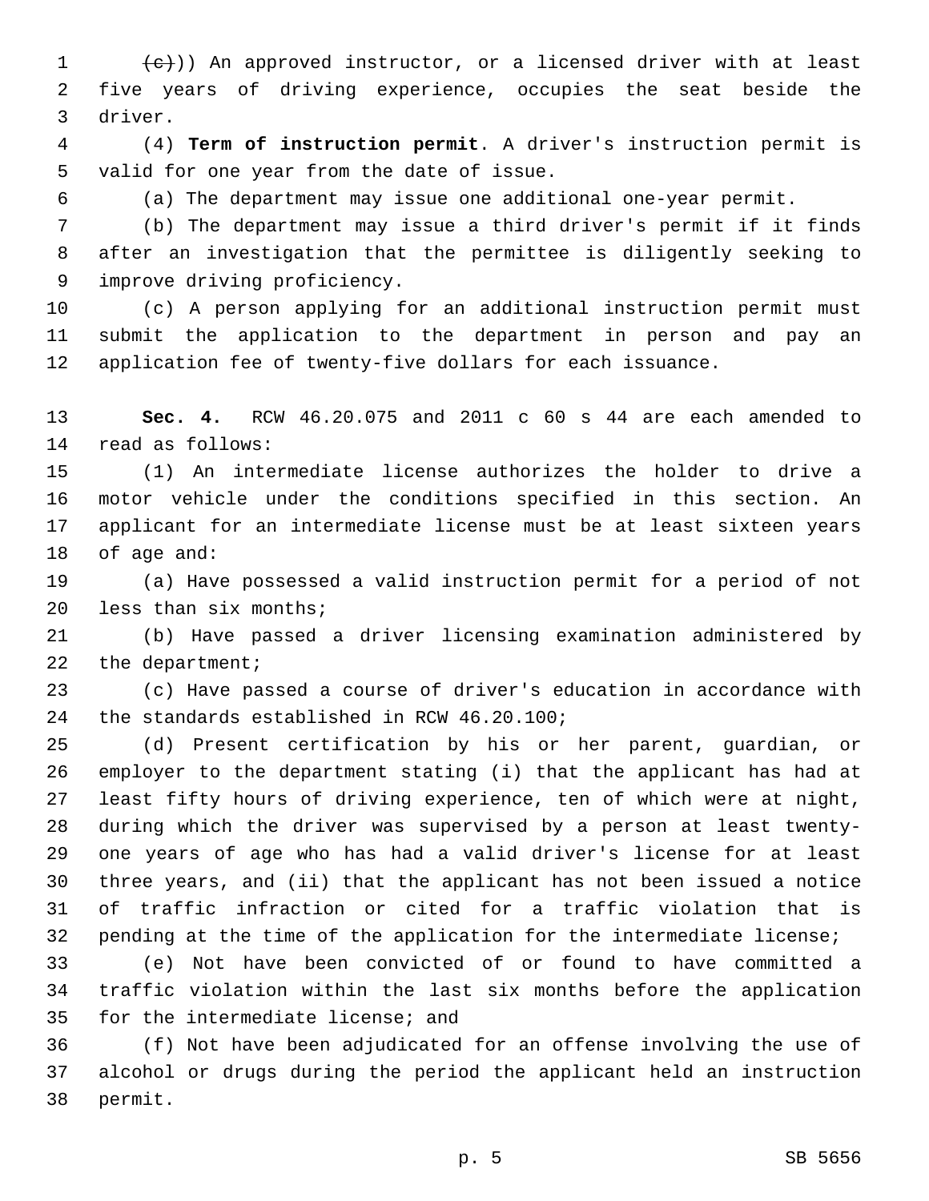~~(c)~~)) An approved instructor, or a licensed driver with at least five years of driving experience, occupies the seat beside the driver.

(4) **Term of instruction permit**. A driver's instruction permit is valid for one year from the date of issue.

(a) The department may issue one additional one-year permit.

(b) The department may issue a third driver's permit if it finds after an investigation that the permittee is diligently seeking to improve driving proficiency.

(c) A person applying for an additional instruction permit must submit the application to the department in person and pay an application fee of twenty-five dollars for each issuance.

**Sec. 4.** RCW 46.20.075 and 2011 c 60 s 44 are each amended to read as follows:

(1) An intermediate license authorizes the holder to drive a motor vehicle under the conditions specified in this section. An applicant for an intermediate license must be at least sixteen years of age and:

(a) Have possessed a valid instruction permit for a period of not less than six months;

(b) Have passed a driver licensing examination administered by the department;

(c) Have passed a course of driver's education in accordance with the standards established in RCW 46.20.100;

(d) Present certification by his or her parent, guardian, or employer to the department stating (i) that the applicant has had at least fifty hours of driving experience, ten of which were at night, during which the driver was supervised by a person at least twenty-one years of age who has had a valid driver's license for at least three years, and (ii) that the applicant has not been issued a notice of traffic infraction or cited for a traffic violation that is pending at the time of the application for the intermediate license;

(e) Not have been convicted of or found to have committed a traffic violation within the last six months before the application for the intermediate license; and

(f) Not have been adjudicated for an offense involving the use of alcohol or drugs during the period the applicant held an instruction permit.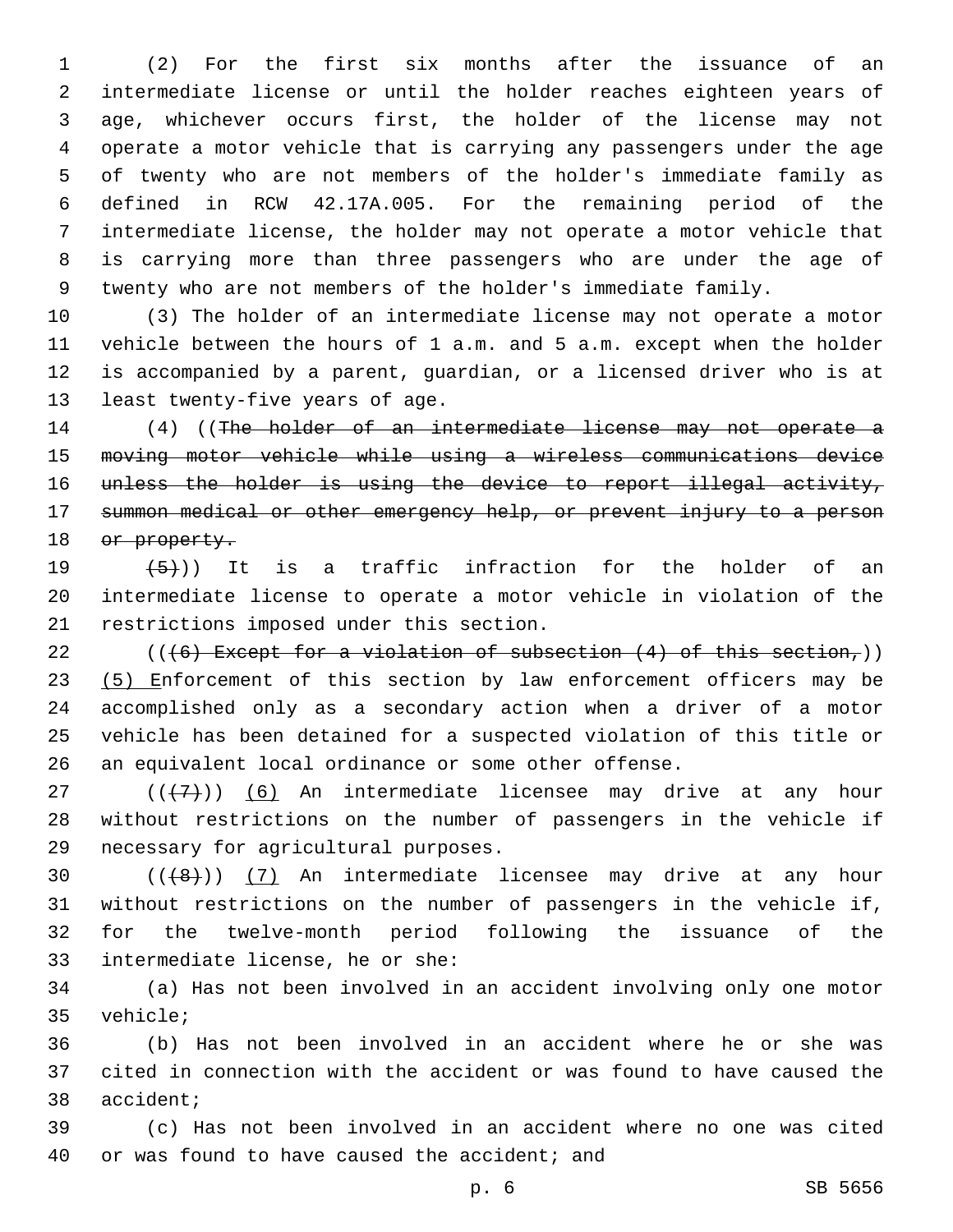(2) For the first six months after the issuance of an intermediate license or until the holder reaches eighteen years of age, whichever occurs first, the holder of the license may not operate a motor vehicle that is carrying any passengers under the age of twenty who are not members of the holder's immediate family as defined in RCW 42.17A.005. For the remaining period of the intermediate license, the holder may not operate a motor vehicle that is carrying more than three passengers who are under the age of twenty who are not members of the holder's immediate family.

(3) The holder of an intermediate license may not operate a motor vehicle between the hours of 1 a.m. and 5 a.m. except when the holder is accompanied by a parent, guardian, or a licensed driver who is at least twenty-five years of age.

(4) ((~~The holder of an intermediate license may not operate a moving motor vehicle while using a wireless communications device unless the holder is using the device to report illegal activity, summon medical or other emergency help, or prevent injury to a person or property.~~

~~(5)~~)) It is a traffic infraction for the holder of an intermediate license to operate a motor vehicle in violation of the restrictions imposed under this section.

((~~(6) Except for a violation of subsection (4) of this section,~~)) (5) Enforcement of this section by law enforcement officers may be accomplished only as a secondary action when a driver of a motor vehicle has been detained for a suspected violation of this title or an equivalent local ordinance or some other offense.

((~~(7)~~)) (6) An intermediate licensee may drive at any hour without restrictions on the number of passengers in the vehicle if necessary for agricultural purposes.

((~~(8)~~)) (7) An intermediate licensee may drive at any hour without restrictions on the number of passengers in the vehicle if, for the twelve-month period following the issuance of the intermediate license, he or she:

(a) Has not been involved in an accident involving only one motor vehicle;

(b) Has not been involved in an accident where he or she was cited in connection with the accident or was found to have caused the accident;

(c) Has not been involved in an accident where no one was cited or was found to have caused the accident; and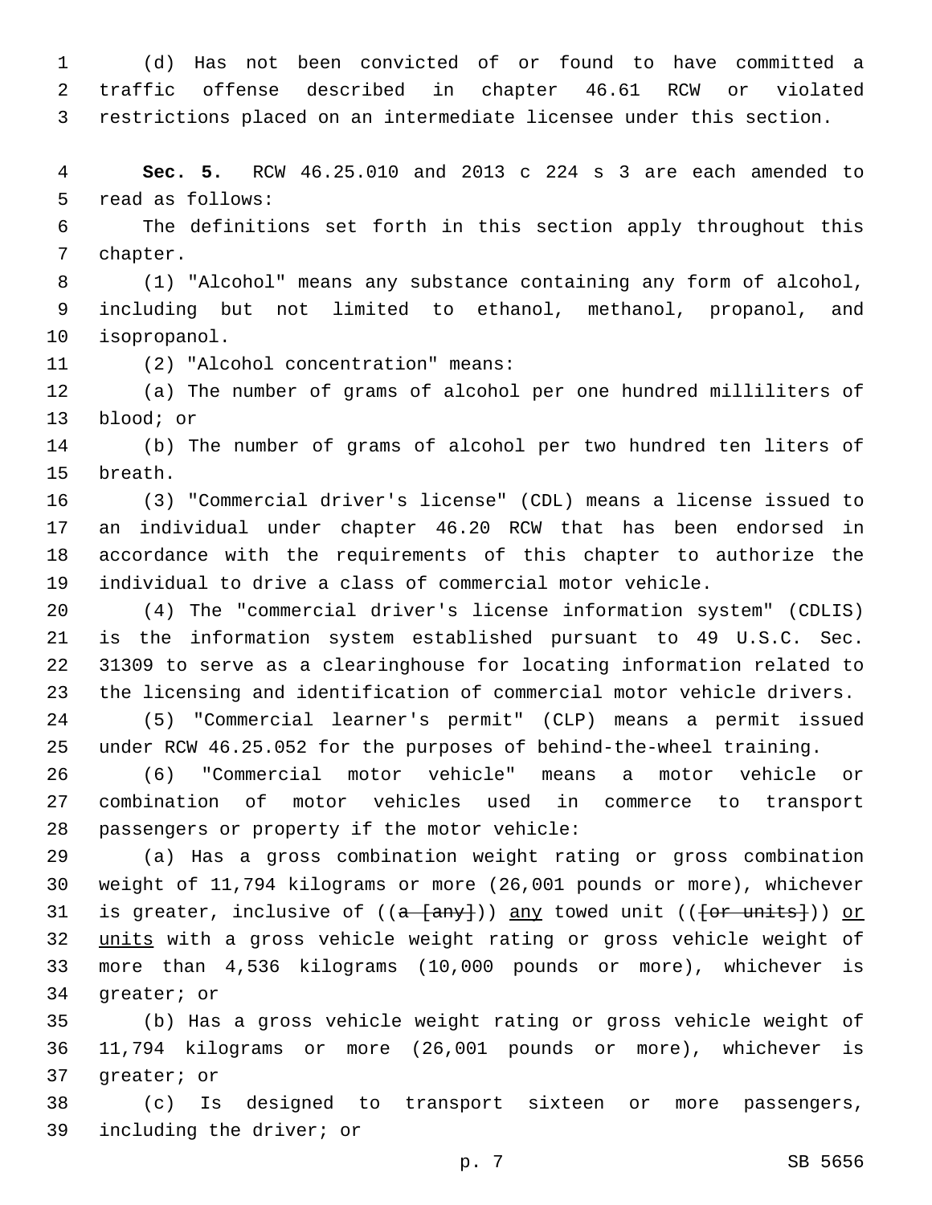(d) Has not been convicted of or found to have committed a traffic offense described in chapter 46.61 RCW or violated restrictions placed on an intermediate licensee under this section.

**Sec. 5.** RCW 46.25.010 and 2013 c 224 s 3 are each amended to read as follows:

The definitions set forth in this section apply throughout this chapter.

(1) "Alcohol" means any substance containing any form of alcohol, including but not limited to ethanol, methanol, propanol, and isopropanol.

(2) "Alcohol concentration" means:

(a) The number of grams of alcohol per one hundred milliliters of blood; or

(b) The number of grams of alcohol per two hundred ten liters of breath.

(3) "Commercial driver's license" (CDL) means a license issued to an individual under chapter 46.20 RCW that has been endorsed in accordance with the requirements of this chapter to authorize the individual to drive a class of commercial motor vehicle.

(4) The "commercial driver's license information system" (CDLIS) is the information system established pursuant to 49 U.S.C. Sec. 31309 to serve as a clearinghouse for locating information related to the licensing and identification of commercial motor vehicle drivers.

(5) "Commercial learner's permit" (CLP) means a permit issued under RCW 46.25.052 for the purposes of behind-the-wheel training.

(6) "Commercial motor vehicle" means a motor vehicle or combination of motor vehicles used in commerce to transport passengers or property if the motor vehicle:

(a) Has a gross combination weight rating or gross combination weight of 11,794 kilograms or more (26,001 pounds or more), whichever is greater, inclusive of ((~~a [any]~~)) any towed unit ((~~[or units]~~)) or units with a gross vehicle weight rating or gross vehicle weight of more than 4,536 kilograms (10,000 pounds or more), whichever is greater; or

(b) Has a gross vehicle weight rating or gross vehicle weight of 11,794 kilograms or more (26,001 pounds or more), whichever is greater; or

(c) Is designed to transport sixteen or more passengers, including the driver; or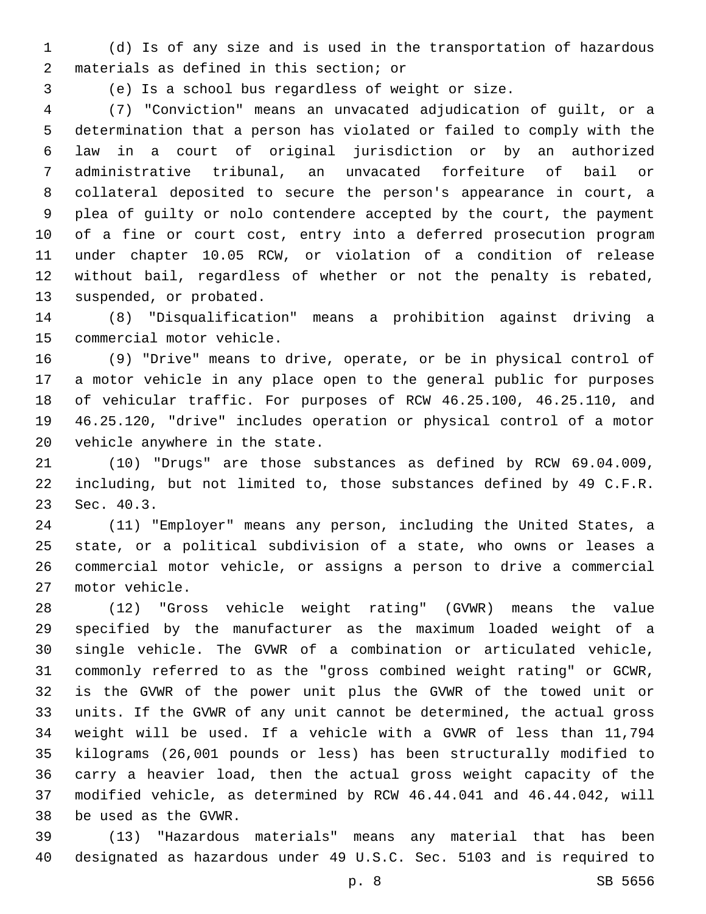(d) Is of any size and is used in the transportation of hazardous materials as defined in this section; or

(e) Is a school bus regardless of weight or size.

(7) "Conviction" means an unvacated adjudication of guilt, or a determination that a person has violated or failed to comply with the law in a court of original jurisdiction or by an authorized administrative tribunal, an unvacated forfeiture of bail or collateral deposited to secure the person's appearance in court, a plea of guilty or nolo contendere accepted by the court, the payment of a fine or court cost, entry into a deferred prosecution program under chapter 10.05 RCW, or violation of a condition of release without bail, regardless of whether or not the penalty is rebated, suspended, or probated.

(8) "Disqualification" means a prohibition against driving a commercial motor vehicle.

(9) "Drive" means to drive, operate, or be in physical control of a motor vehicle in any place open to the general public for purposes of vehicular traffic. For purposes of RCW 46.25.100, 46.25.110, and 46.25.120, "drive" includes operation or physical control of a motor vehicle anywhere in the state.

(10) "Drugs" are those substances as defined by RCW 69.04.009, including, but not limited to, those substances defined by 49 C.F.R. Sec. 40.3.

(11) "Employer" means any person, including the United States, a state, or a political subdivision of a state, who owns or leases a commercial motor vehicle, or assigns a person to drive a commercial motor vehicle.

(12) "Gross vehicle weight rating" (GVWR) means the value specified by the manufacturer as the maximum loaded weight of a single vehicle. The GVWR of a combination or articulated vehicle, commonly referred to as the "gross combined weight rating" or GCWR, is the GVWR of the power unit plus the GVWR of the towed unit or units. If the GVWR of any unit cannot be determined, the actual gross weight will be used. If a vehicle with a GVWR of less than 11,794 kilograms (26,001 pounds or less) has been structurally modified to carry a heavier load, then the actual gross weight capacity of the modified vehicle, as determined by RCW 46.44.041 and 46.44.042, will be used as the GVWR.

(13) "Hazardous materials" means any material that has been designated as hazardous under 49 U.S.C. Sec. 5103 and is required to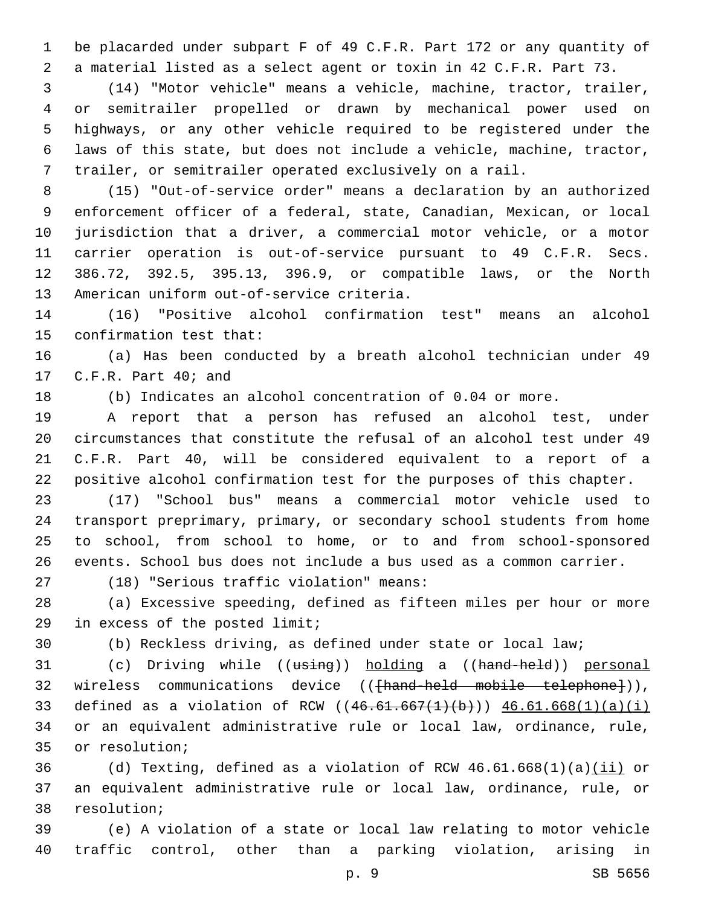be placarded under subpart F of 49 C.F.R. Part 172 or any quantity of a material listed as a select agent or toxin in 42 C.F.R. Part 73.

(14) "Motor vehicle" means a vehicle, machine, tractor, trailer, or semitrailer propelled or drawn by mechanical power used on highways, or any other vehicle required to be registered under the laws of this state, but does not include a vehicle, machine, tractor, trailer, or semitrailer operated exclusively on a rail.

(15) "Out-of-service order" means a declaration by an authorized enforcement officer of a federal, state, Canadian, Mexican, or local jurisdiction that a driver, a commercial motor vehicle, or a motor carrier operation is out-of-service pursuant to 49 C.F.R. Secs. 386.72, 392.5, 395.13, 396.9, or compatible laws, or the North American uniform out-of-service criteria.

(16) "Positive alcohol confirmation test" means an alcohol confirmation test that:

(a) Has been conducted by a breath alcohol technician under 49 C.F.R. Part 40; and

(b) Indicates an alcohol concentration of 0.04 or more.

A report that a person has refused an alcohol test, under circumstances that constitute the refusal of an alcohol test under 49 C.F.R. Part 40, will be considered equivalent to a report of a positive alcohol confirmation test for the purposes of this chapter.

(17) "School bus" means a commercial motor vehicle used to transport preprimary, primary, or secondary school students from home to school, from school to home, or to and from school-sponsored events. School bus does not include a bus used as a common carrier.

(18) "Serious traffic violation" means:

(a) Excessive speeding, defined as fifteen miles per hour or more in excess of the posted limit;

(b) Reckless driving, as defined under state or local law;

(c) Driving while ((~~using~~)) holding a ((~~hand-held~~)) personal wireless communications device ((~~[hand-held mobile telephone]~~)), defined as a violation of RCW ((~~46.61.667(1)(b)~~)) 46.61.668(1)(a)(i) or an equivalent administrative rule or local law, ordinance, rule, or resolution;

(d) Texting, defined as a violation of RCW 46.61.668(1)(a)(ii) or an equivalent administrative rule or local law, ordinance, rule, or resolution;

(e) A violation of a state or local law relating to motor vehicle traffic control, other than a parking violation, arising in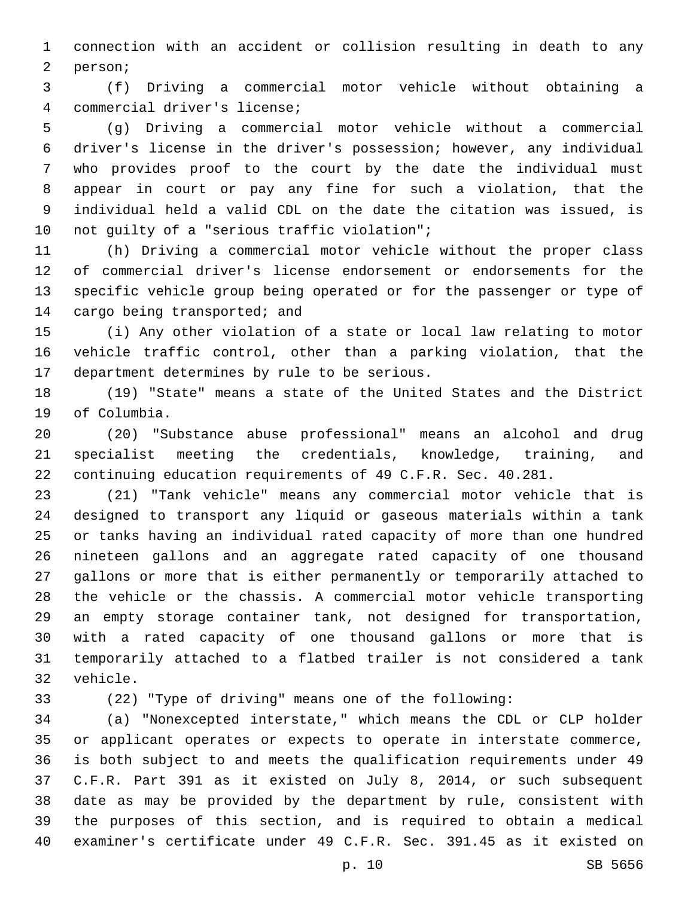connection with an accident or collision resulting in death to any person;

(f) Driving a commercial motor vehicle without obtaining a commercial driver's license;

(g) Driving a commercial motor vehicle without a commercial driver's license in the driver's possession; however, any individual who provides proof to the court by the date the individual must appear in court or pay any fine for such a violation, that the individual held a valid CDL on the date the citation was issued, is not guilty of a "serious traffic violation";

(h) Driving a commercial motor vehicle without the proper class of commercial driver's license endorsement or endorsements for the specific vehicle group being operated or for the passenger or type of cargo being transported; and

(i) Any other violation of a state or local law relating to motor vehicle traffic control, other than a parking violation, that the department determines by rule to be serious.

(19) "State" means a state of the United States and the District of Columbia.

(20) "Substance abuse professional" means an alcohol and drug specialist meeting the credentials, knowledge, training, and continuing education requirements of 49 C.F.R. Sec. 40.281.

(21) "Tank vehicle" means any commercial motor vehicle that is designed to transport any liquid or gaseous materials within a tank or tanks having an individual rated capacity of more than one hundred nineteen gallons and an aggregate rated capacity of one thousand gallons or more that is either permanently or temporarily attached to the vehicle or the chassis. A commercial motor vehicle transporting an empty storage container tank, not designed for transportation, with a rated capacity of one thousand gallons or more that is temporarily attached to a flatbed trailer is not considered a tank vehicle.

(22) "Type of driving" means one of the following:

(a) "Nonexcepted interstate," which means the CDL or CLP holder or applicant operates or expects to operate in interstate commerce, is both subject to and meets the qualification requirements under 49 C.F.R. Part 391 as it existed on July 8, 2014, or such subsequent date as may be provided by the department by rule, consistent with the purposes of this section, and is required to obtain a medical examiner's certificate under 49 C.F.R. Sec. 391.45 as it existed on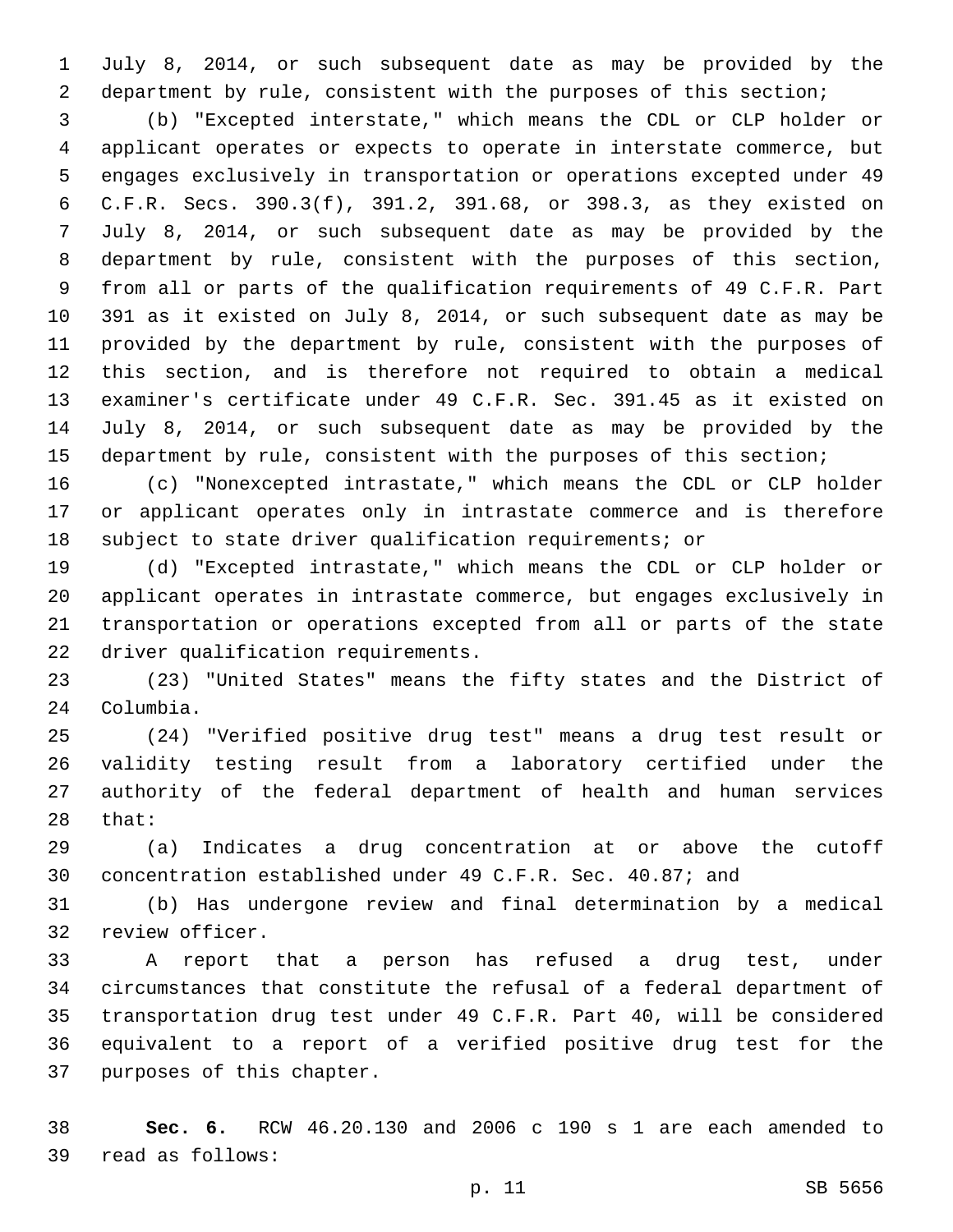July 8, 2014, or such subsequent date as may be provided by the department by rule, consistent with the purposes of this section;

(b) "Excepted interstate," which means the CDL or CLP holder or applicant operates or expects to operate in interstate commerce, but engages exclusively in transportation or operations excepted under 49 C.F.R. Secs. 390.3(f), 391.2, 391.68, or 398.3, as they existed on July 8, 2014, or such subsequent date as may be provided by the department by rule, consistent with the purposes of this section, from all or parts of the qualification requirements of 49 C.F.R. Part 391 as it existed on July 8, 2014, or such subsequent date as may be provided by the department by rule, consistent with the purposes of this section, and is therefore not required to obtain a medical examiner's certificate under 49 C.F.R. Sec. 391.45 as it existed on July 8, 2014, or such subsequent date as may be provided by the department by rule, consistent with the purposes of this section;

(c) "Nonexcepted intrastate," which means the CDL or CLP holder or applicant operates only in intrastate commerce and is therefore subject to state driver qualification requirements; or

(d) "Excepted intrastate," which means the CDL or CLP holder or applicant operates in intrastate commerce, but engages exclusively in transportation or operations excepted from all or parts of the state driver qualification requirements.

(23) "United States" means the fifty states and the District of Columbia.

(24) "Verified positive drug test" means a drug test result or validity testing result from a laboratory certified under the authority of the federal department of health and human services that:

(a) Indicates a drug concentration at or above the cutoff concentration established under 49 C.F.R. Sec. 40.87; and

(b) Has undergone review and final determination by a medical review officer.

A report that a person has refused a drug test, under circumstances that constitute the refusal of a federal department of transportation drug test under 49 C.F.R. Part 40, will be considered equivalent to a report of a verified positive drug test for the purposes of this chapter.

**Sec. 6.** RCW 46.20.130 and 2006 c 190 s 1 are each amended to read as follows: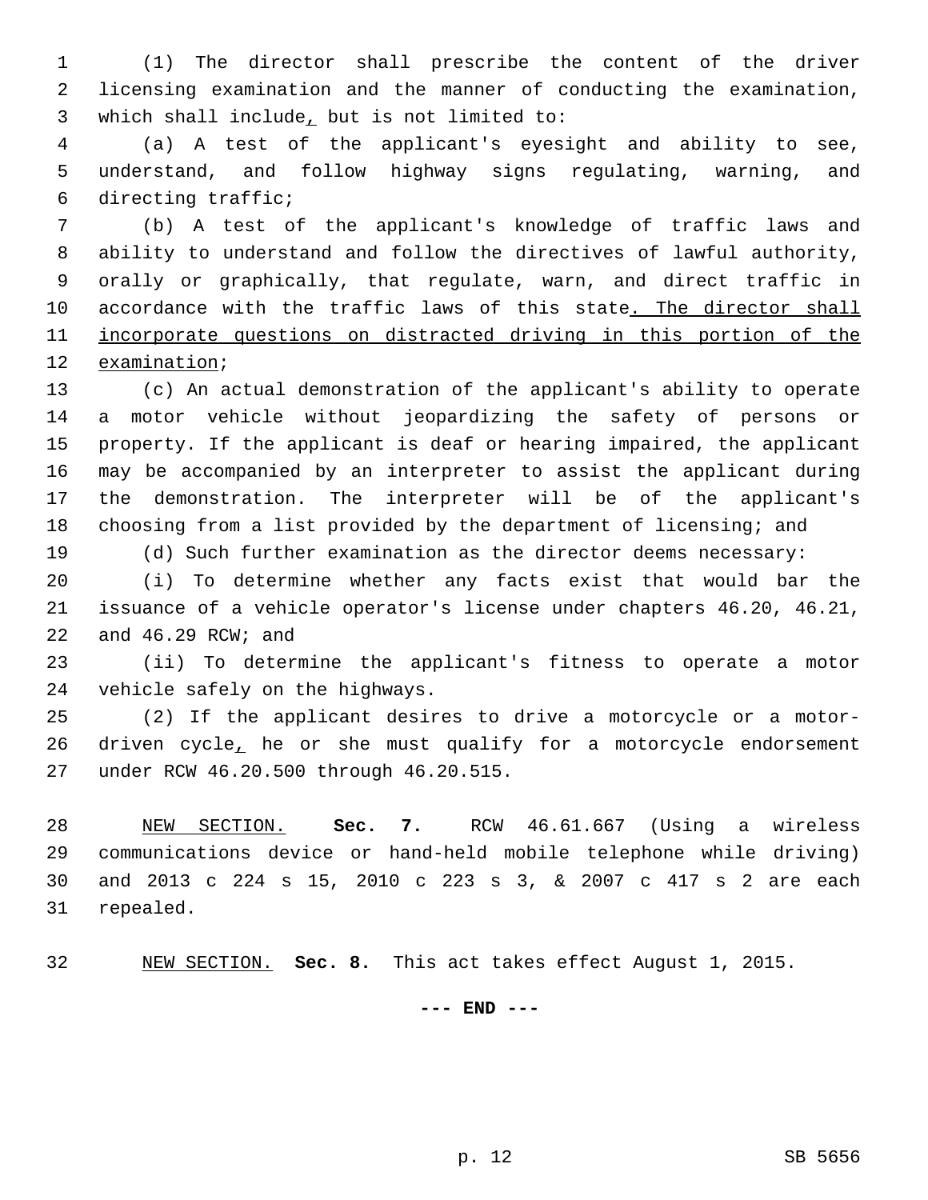(1) The director shall prescribe the content of the driver licensing examination and the manner of conducting the examination, which shall include, but is not limited to:

(a) A test of the applicant's eyesight and ability to see, understand, and follow highway signs regulating, warning, and directing traffic;

(b) A test of the applicant's knowledge of traffic laws and ability to understand and follow the directives of lawful authority, orally or graphically, that regulate, warn, and direct traffic in accordance with the traffic laws of this state. The director shall incorporate questions on distracted driving in this portion of the examination;

(c) An actual demonstration of the applicant's ability to operate a motor vehicle without jeopardizing the safety of persons or property. If the applicant is deaf or hearing impaired, the applicant may be accompanied by an interpreter to assist the applicant during the demonstration. The interpreter will be of the applicant's choosing from a list provided by the department of licensing; and

(d) Such further examination as the director deems necessary:

(i) To determine whether any facts exist that would bar the issuance of a vehicle operator's license under chapters 46.20, 46.21, and 46.29 RCW; and

(ii) To determine the applicant's fitness to operate a motor vehicle safely on the highways.

(2) If the applicant desires to drive a motorcycle or a motor-driven cycle, he or she must qualify for a motorcycle endorsement under RCW 46.20.500 through 46.20.515.

NEW SECTION. **Sec. 7.** RCW 46.61.667 (Using a wireless communications device or hand-held mobile telephone while driving) and 2013 c 224 s 15, 2010 c 223 s 3, & 2007 c 417 s 2 are each repealed.

NEW SECTION. **Sec. 8.** This act takes effect August 1, 2015.

**--- END ---**